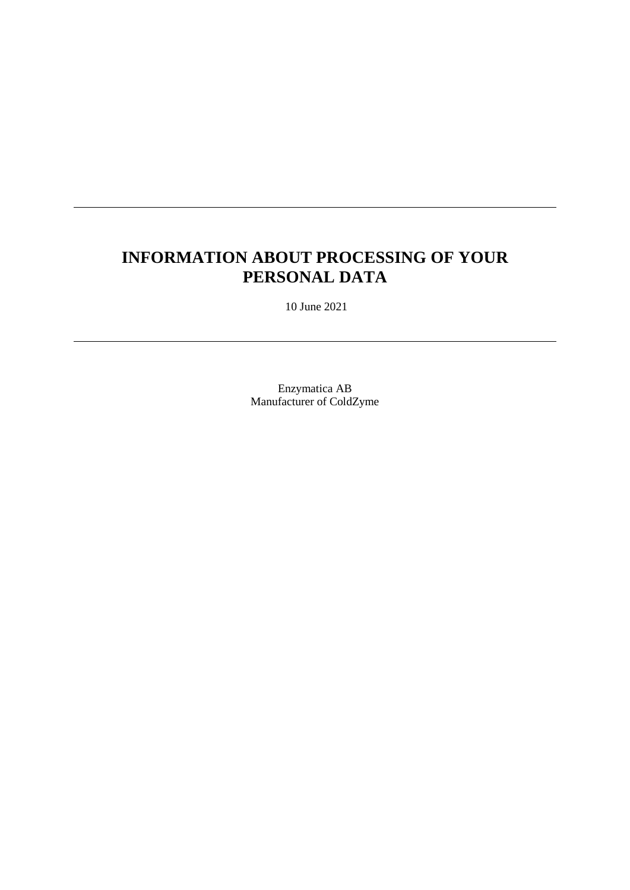---

# INFORMATION ABOUT PROCESSING OF YOUR PERSONAL DATA

10 June 2021

---

Enzymatica AB
Manufacturer of ColdZyme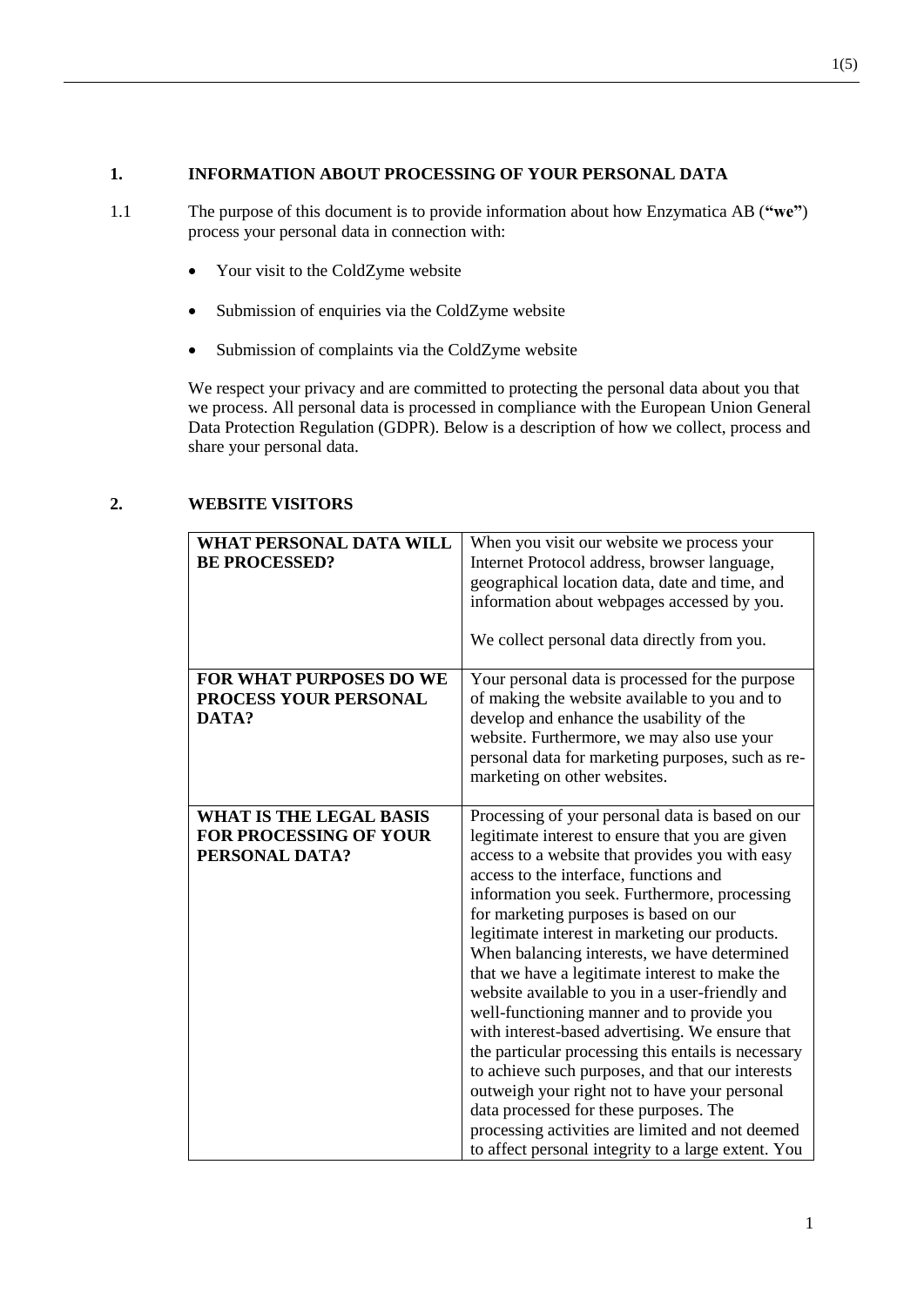## 1. INFORMATION ABOUT PROCESSING OF YOUR PERSONAL DATA

1.1 The purpose of this document is to provide information about how Enzymatica AB (**"we"**) process your personal data in connection with:

- Your visit to the ColdZyme website
- Submission of enquiries via the ColdZyme website
- Submission of complaints via the ColdZyme website

We respect your privacy and are committed to protecting the personal data about you that we process. All personal data is processed in compliance with the European Union General Data Protection Regulation (GDPR). Below is a description of how we collect, process and share your personal data.

## 2. WEBSITE VISITORS

| | |
|---|---|
| **WHAT PERSONAL DATA WILL BE PROCESSED?** | When you visit our website we process your Internet Protocol address, browser language, geographical location data, date and time, and information about webpages accessed by you.<br><br>We collect personal data directly from you. |
| **FOR WHAT PURPOSES DO WE PROCESS YOUR PERSONAL DATA?** | Your personal data is processed for the purpose of making the website available to you and to develop and enhance the usability of the website. Furthermore, we may also use your personal data for marketing purposes, such as re-marketing on other websites. |
| **WHAT IS THE LEGAL BASIS FOR PROCESSING OF YOUR PERSONAL DATA?** | Processing of your personal data is based on our legitimate interest to ensure that you are given access to a website that provides you with easy access to the interface, functions and information you seek. Furthermore, processing for marketing purposes is based on our legitimate interest in marketing our products. When balancing interests, we have determined that we have a legitimate interest to make the website available to you in a user-friendly and well-functioning manner and to provide you with interest-based advertising. We ensure that the particular processing this entails is necessary to achieve such purposes, and that our interests outweigh your right not to have your personal data processed for these purposes. The processing activities are limited and not deemed to affect personal integrity to a large extent. You |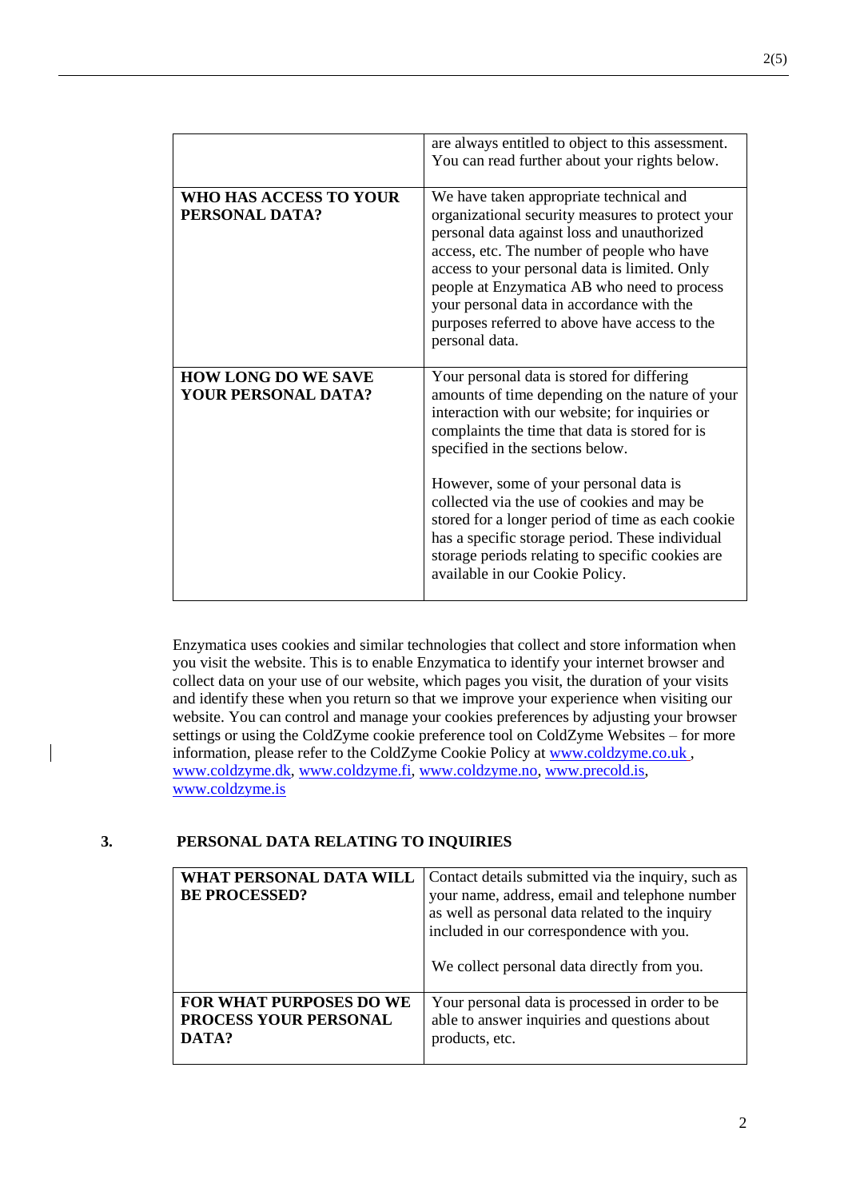| | |
|---|---|
| | are always entitled to object to this assessment. You can read further about your rights below. |
| **WHO HAS ACCESS TO YOUR PERSONAL DATA?** | We have taken appropriate technical and organizational security measures to protect your personal data against loss and unauthorized access, etc. The number of people who have access to your personal data is limited. Only people at Enzymatica AB who need to process your personal data in accordance with the purposes referred to above have access to the personal data. |
| **HOW LONG DO WE SAVE YOUR PERSONAL DATA?** | Your personal data is stored for differing amounts of time depending on the nature of your interaction with our website; for inquiries or complaints the time that data is stored for is specified in the sections below.<br><br>However, some of your personal data is collected via the use of cookies and may be stored for a longer period of time as each cookie has a specific storage period. These individual storage periods relating to specific cookies are available in our Cookie Policy. |

Enzymatica uses cookies and similar technologies that collect and store information when you visit the website. This is to enable Enzymatica to identify your internet browser and collect data on your use of our website, which pages you visit, the duration of your visits and identify these when you return so that we improve your experience when visiting our website. You can control and manage your cookies preferences by adjusting your browser settings or using the ColdZyme cookie preference tool on ColdZyme Websites – for more information, please refer to the ColdZyme Cookie Policy at www.coldzyme.co.uk , www.coldzyme.dk, www.coldzyme.fi, www.coldzyme.no, www.precold.is, www.coldzyme.is

## 3. PERSONAL DATA RELATING TO INQUIRIES

| | |
|---|---|
| **WHAT PERSONAL DATA WILL BE PROCESSED?** | Contact details submitted via the inquiry, such as your name, address, email and telephone number as well as personal data related to the inquiry included in our correspondence with you.<br><br>We collect personal data directly from you. |
| **FOR WHAT PURPOSES DO WE PROCESS YOUR PERSONAL DATA?** | Your personal data is processed in order to be able to answer inquiries and questions about products, etc. |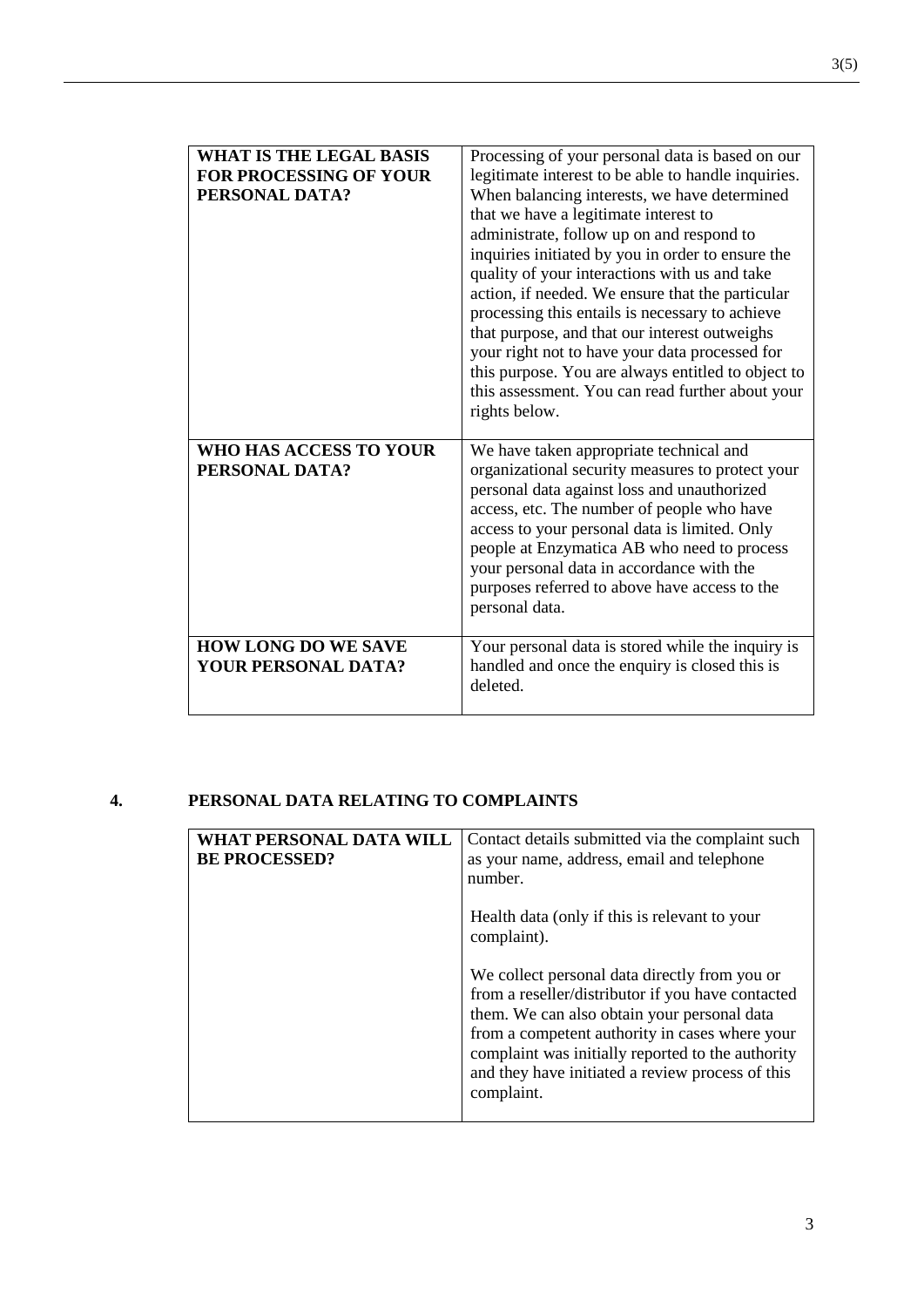| WHAT IS THE LEGAL BASIS FOR PROCESSING OF YOUR PERSONAL DATA? | Processing of your personal data is based on our legitimate interest to be able to handle inquiries. When balancing interests, we have determined that we have a legitimate interest to administrate, follow up on and respond to inquiries initiated by you in order to ensure the quality of your interactions with us and take action, if needed. We ensure that the particular processing this entails is necessary to achieve that purpose, and that our interest outweighs your right not to have your data processed for this purpose. You are always entitled to object to this assessment. You can read further about your rights below. |
|---|---|
| **WHO HAS ACCESS TO YOUR PERSONAL DATA?** | We have taken appropriate technical and organizational security measures to protect your personal data against loss and unauthorized access, etc. The number of people who have access to your personal data is limited. Only people at Enzymatica AB who need to process your personal data in accordance with the purposes referred to above have access to the personal data. |
| **HOW LONG DO WE SAVE YOUR PERSONAL DATA?** | Your personal data is stored while the inquiry is handled and once the enquiry is closed this is deleted. |

## 4. PERSONAL DATA RELATING TO COMPLAINTS

| WHAT PERSONAL DATA WILL BE PROCESSED? | Contact details submitted via the complaint such as your name, address, email and telephone number.<br><br>Health data (only if this is relevant to your complaint).<br><br>We collect personal data directly from you or from a reseller/distributor if you have contacted them. We can also obtain your personal data from a competent authority in cases where your complaint was initially reported to the authority and they have initiated a review process of this complaint. |
|---|---|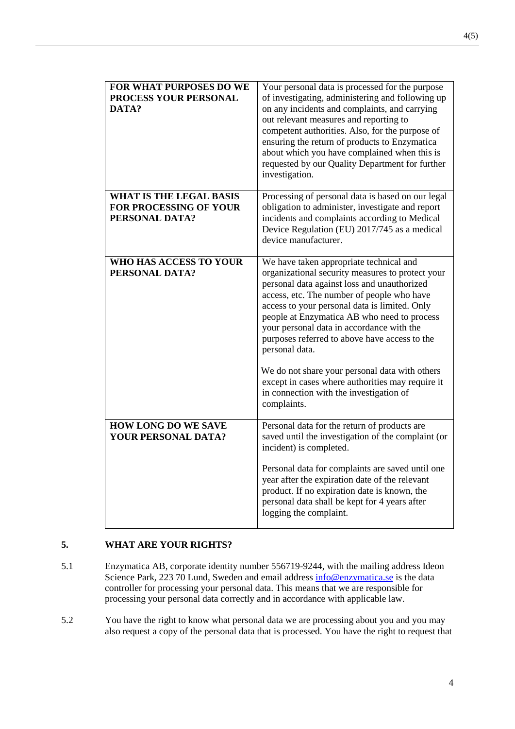| FOR WHAT PURPOSES DO WE PROCESS YOUR PERSONAL DATA? | Your personal data is processed for the purpose of investigating, administering and following up on any incidents and complaints, and carrying out relevant measures and reporting to competent authorities. Also, for the purpose of ensuring the return of products to Enzymatica about which you have complained when this is requested by our Quality Department for further investigation. |
|---|---|
| **WHAT IS THE LEGAL BASIS FOR PROCESSING OF YOUR PERSONAL DATA?** | Processing of personal data is based on our legal obligation to administer, investigate and report incidents and complaints according to Medical Device Regulation (EU) 2017/745 as a medical device manufacturer. |
| **WHO HAS ACCESS TO YOUR PERSONAL DATA?** | We have taken appropriate technical and organizational security measures to protect your personal data against loss and unauthorized access, etc. The number of people who have access to your personal data is limited. Only people at Enzymatica AB who need to process your personal data in accordance with the purposes referred to above have access to the personal data.<br><br>We do not share your personal data with others except in cases where authorities may require it in connection with the investigation of complaints. |
| **HOW LONG DO WE SAVE YOUR PERSONAL DATA?** | Personal data for the return of products are saved until the investigation of the complaint (or incident) is completed.<br><br>Personal data for complaints are saved until one year after the expiration date of the relevant product. If no expiration date is known, the personal data shall be kept for 4 years after logging the complaint. |

## 5. WHAT ARE YOUR RIGHTS?

5.1 Enzymatica AB, corporate identity number 556719-9244, with the mailing address Ideon Science Park, 223 70 Lund, Sweden and email address info@enzymatica.se is the data controller for processing your personal data. This means that we are responsible for processing your personal data correctly and in accordance with applicable law.

5.2 You have the right to know what personal data we are processing about you and you may also request a copy of the personal data that is processed. You have the right to request that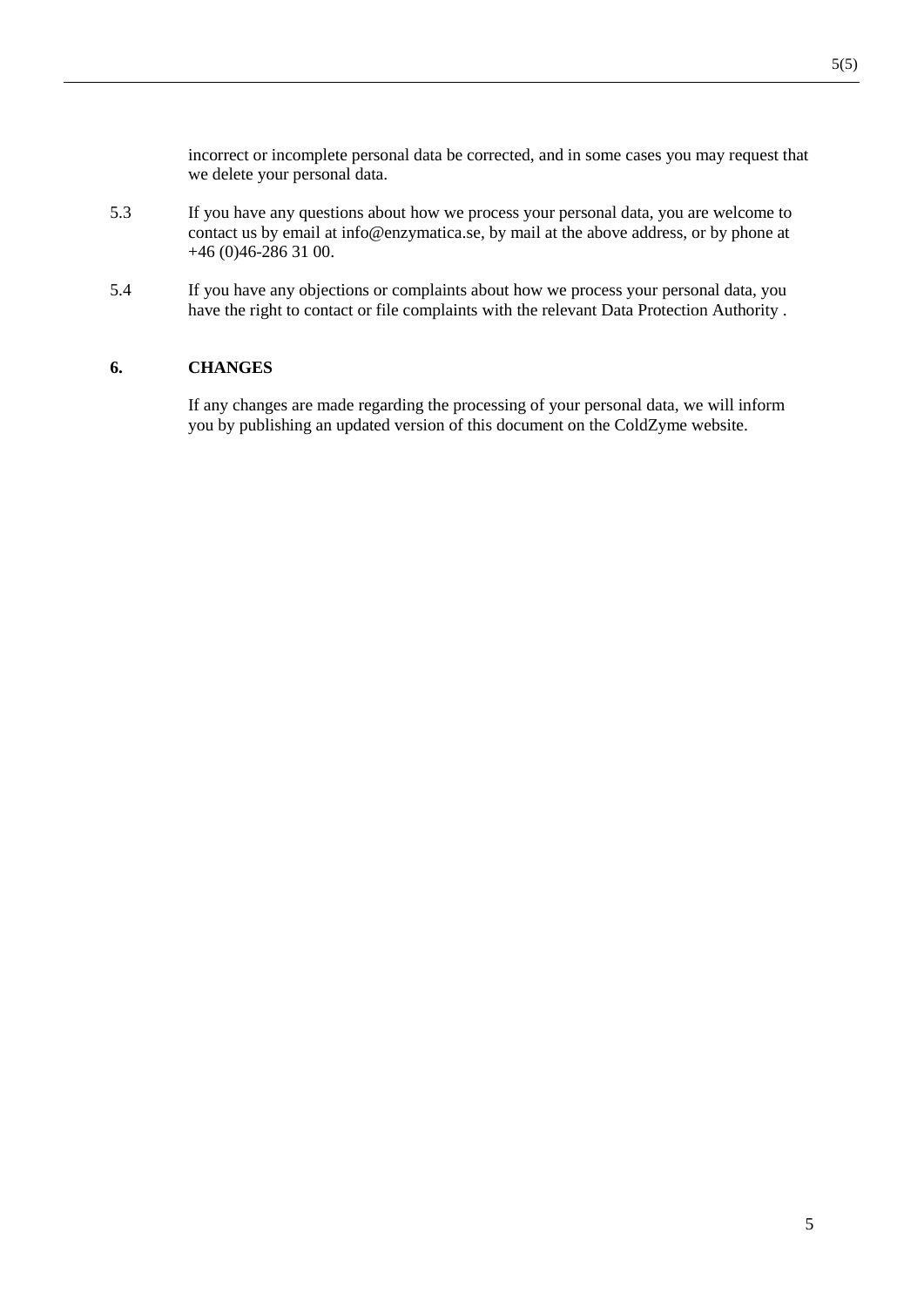incorrect or incomplete personal data be corrected, and in some cases you may request that we delete your personal data.

5.3 If you have any questions about how we process your personal data, you are welcome to contact us by email at info@enzymatica.se, by mail at the above address, or by phone at +46 (0)46-286 31 00.

5.4 If you have any objections or complaints about how we process your personal data, you have the right to contact or file complaints with the relevant Data Protection Authority .

## 6. CHANGES

If any changes are made regarding the processing of your personal data, we will inform you by publishing an updated version of this document on the ColdZyme website.